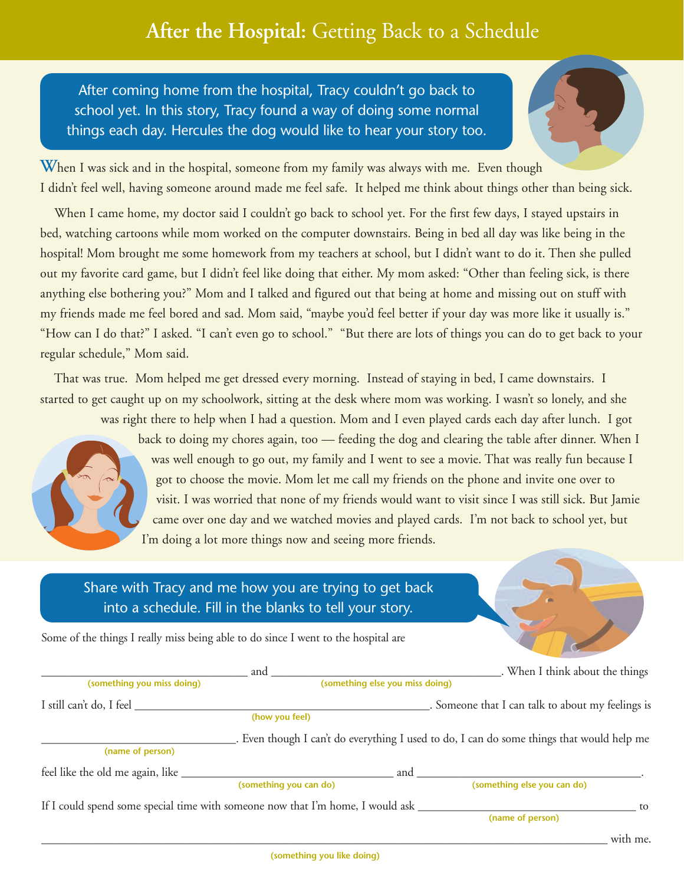# After the Hospital: Getting Back to a Schedule

After coming home from the hospital, Tracy couldn't go back to school yet. In this story, Tracy found a way of doing some normal things each day. Hercules the dog would like to hear your story too.

When I was sick and in the hospital, someone from my family was always with me. Even though I didn't feel well, having someone around made me feel safe. It helped me think about things other than being sick.

When I came home, my doctor said I couldn't go back to school yet. For the first few days, I stayed upstairs in bed, watching cartoons while mom worked on the computer downstairs. Being in bed all day was like being in the hospital! Mom brought me some homework from my teachers at school, but I didn't want to do it. Then she pulled out my favorite card game, but I didn't feel like doing that either. My mom asked: "Other than feeling sick, is there anything else bothering you?" Mom and I talked and figured out that being at home and missing out on stuff with my friends made me feel bored and sad. Mom said, "maybe you'd feel better if your day was more like it usually is." "How can I do that?" I asked. "I can't even go to school." "But there are lots of things you can do to get back to your regular schedule," Mom said.

That was true. Mom helped me get dressed every morning. Instead of staying in bed, I came downstairs. I started to get caught up on my schoolwork, sitting at the desk where mom was working. I wasn't so lonely, and she was right there to help when I had a question. Mom and I even played cards each day after lunch. I got back to doing my chores again, too — feeding the dog and clearing the table after dinner. When I was well enough to go out, my family and I went to see a movie. That was really fun because I got to choose the movie. Mom let me call my friends on the phone and invite one over to visit. I was worried that none of my friends would want to visit since I was still sick. But Jamie came over one day and we watched movies and played cards. I'm not back to school yet, but I'm doing a lot more things now and seeing more friends.

Share with Tracy and me how you are trying to get back into a schedule. Fill in the blanks to tell your story.

Some of the things I really miss being able to do since I went to the hospital are

_________________________ (something you miss doing) and _________________________ (something else you miss doing). When I think about the things I still can't do, I feel _________________________ (how you feel). Someone that I can talk to about my feelings is _________________________ (name of person). Even though I can't do everything I used to do, I can do some things that would help me feel like the old me again, like _________________________ (something you can do) and _________________________ (something else you can do).

If I could spend some special time with someone now that I'm home, I would ask _________________________ (name of person) to _________________________ (something you like doing) with me.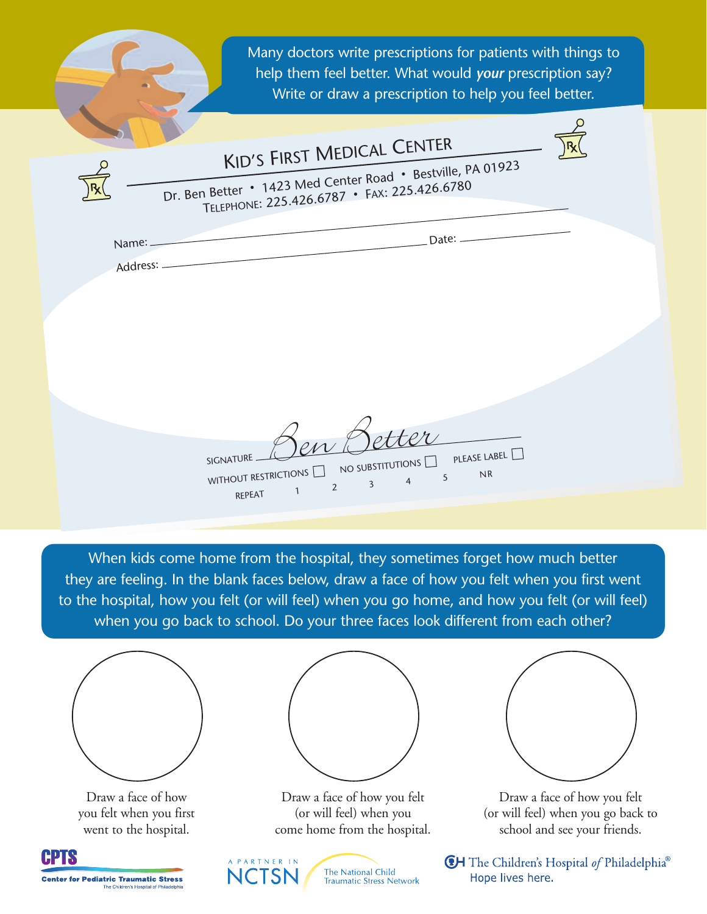Many doctors write prescriptions for patients with things to help them feel better. What would ***your*** prescription say? Write or draw a prescription to help you feel better.

## KID'S FIRST MEDICAL CENTER

Dr. Ben Better • 1423 Med Center Road • Bestville, PA 01923
TELEPHONE: 225.426.6787 • FAX: 225.426.6780

Name: ______________________ Date: __________

Address: ______________________

SIGNATURE *Ben Better*

WITHOUT RESTRICTIONS ☐ NO SUBSTITUTIONS ☐ PLEASE LABEL ☐

REPEAT 1 2 3 4 5 NR

When kids come home from the hospital, they sometimes forget how much better they are feeling. In the blank faces below, draw a face of how you felt when you first went to the hospital, how you felt (or will feel) when you go home, and how you felt (or will feel) when you go back to school. Do your three faces look different from each other?

Draw a face of how you felt when you first went to the hospital.

Draw a face of how you felt (or will feel) when you come home from the hospital.

Draw a face of how you felt (or will feel) when you go back to school and see your friends.

CPTS Center for Pediatric Traumatic Stress — The Children's Hospital of Philadelphia

A PARTNER IN NCTSN The National Child Traumatic Stress Network

The Children's Hospital *of* Philadelphia® Hope lives here.